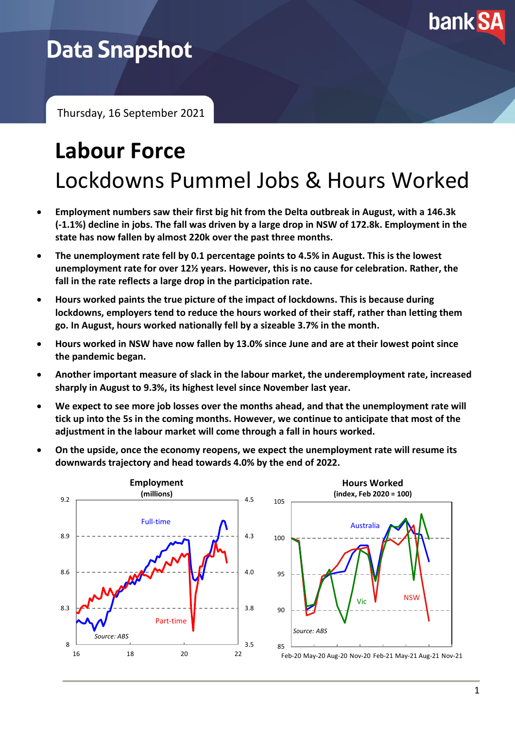# Data Snapshot

Thursday, 16 September 2021

# Labour Force

## Lockdowns Pummel Jobs & Hours Worked

- **Employment numbers saw their first big hit from the Delta outbreak in August, with a 146.3k (-1.1%) decline in jobs. The fall was driven by a large drop in NSW of 172.8k. Employment in the state has now fallen by almost 220k over the past three months.**
- **The unemployment rate fell by 0.1 percentage points to 4.5% in August. This is the lowest unemployment rate for over 12½ years. However, this is no cause for celebration. Rather, the fall in the rate reflects a large drop in the participation rate.**
- **Hours worked paints the true picture of the impact of lockdowns. This is because during lockdowns, employers tend to reduce the hours worked of their staff, rather than letting them go. In August, hours worked nationally fell by a sizeable 3.7% in the month.**
- **Hours worked in NSW have now fallen by 13.0% since June and are at their lowest point since the pandemic began.**
- **Another important measure of slack in the labour market, the underemployment rate, increased sharply in August to 9.3%, its highest level since November last year.**
- **We expect to see more job losses over the months ahead, and that the unemployment rate will tick up into the 5s in the coming months. However, we continue to anticipate that most of the adjustment in the labour market will come through a fall in hours worked.**
- **On the upside, once the economy reopens, we expect the unemployment rate will resume its downwards trajectory and head towards 4.0% by the end of 2022.**

**Employment** (millions)

Full-time; Part-time

Source: ABS

**Hours Worked** (index, Feb 2020 = 100)

Australia; Vic; NSW

Source: ABS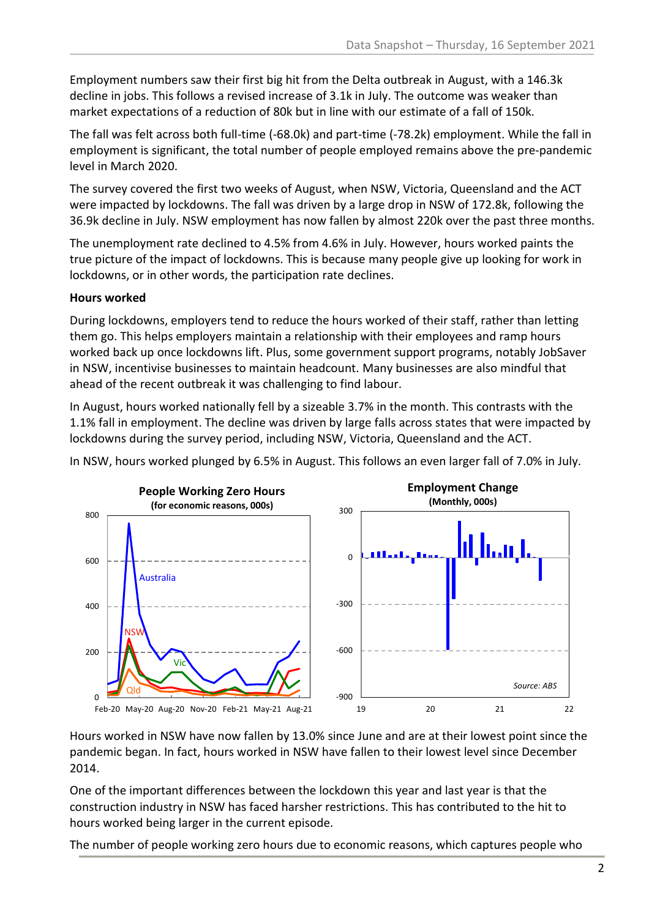Employment numbers saw their first big hit from the Delta outbreak in August, with a 146.3k decline in jobs. This follows a revised increase of 3.1k in July. The outcome was weaker than market expectations of a reduction of 80k but in line with our estimate of a fall of 150k.

The fall was felt across both full-time (-68.0k) and part-time (-78.2k) employment. While the fall in employment is significant, the total number of people employed remains above the pre-pandemic level in March 2020.

The survey covered the first two weeks of August, when NSW, Victoria, Queensland and the ACT were impacted by lockdowns. The fall was driven by a large drop in NSW of 172.8k, following the 36.9k decline in July. NSW employment has now fallen by almost 220k over the past three months.

The unemployment rate declined to 4.5% from 4.6% in July. However, hours worked paints the true picture of the impact of lockdowns. This is because many people give up looking for work in lockdowns, or in other words, the participation rate declines.

**Hours worked**

During lockdowns, employers tend to reduce the hours worked of their staff, rather than letting them go. This helps employers maintain a relationship with their employees and ramp hours worked back up once lockdowns lift. Plus, some government support programs, notably JobSaver in NSW, incentivise businesses to maintain headcount. Many businesses are also mindful that ahead of the recent outbreak it was challenging to find labour.

In August, hours worked nationally fell by a sizeable 3.7% in the month. This contrasts with the 1.1% fall in employment. The decline was driven by large falls across states that were impacted by lockdowns during the survey period, including NSW, Victoria, Queensland and the ACT.

In NSW, hours worked plunged by 6.5% in August. This follows an even larger fall of 7.0% in July.

**People Working Zero Hours**
(for economic reasons, 000s)

**Employment Change**
(Monthly, 000s)

Source: ABS

Hours worked in NSW have now fallen by 13.0% since June and are at their lowest point since the pandemic began. In fact, hours worked in NSW have fallen to their lowest level since December 2014.

One of the important differences between the lockdown this year and last year is that the construction industry in NSW has faced harsher restrictions. This has contributed to the hit to hours worked being larger in the current episode.

The number of people working zero hours due to economic reasons, which captures people who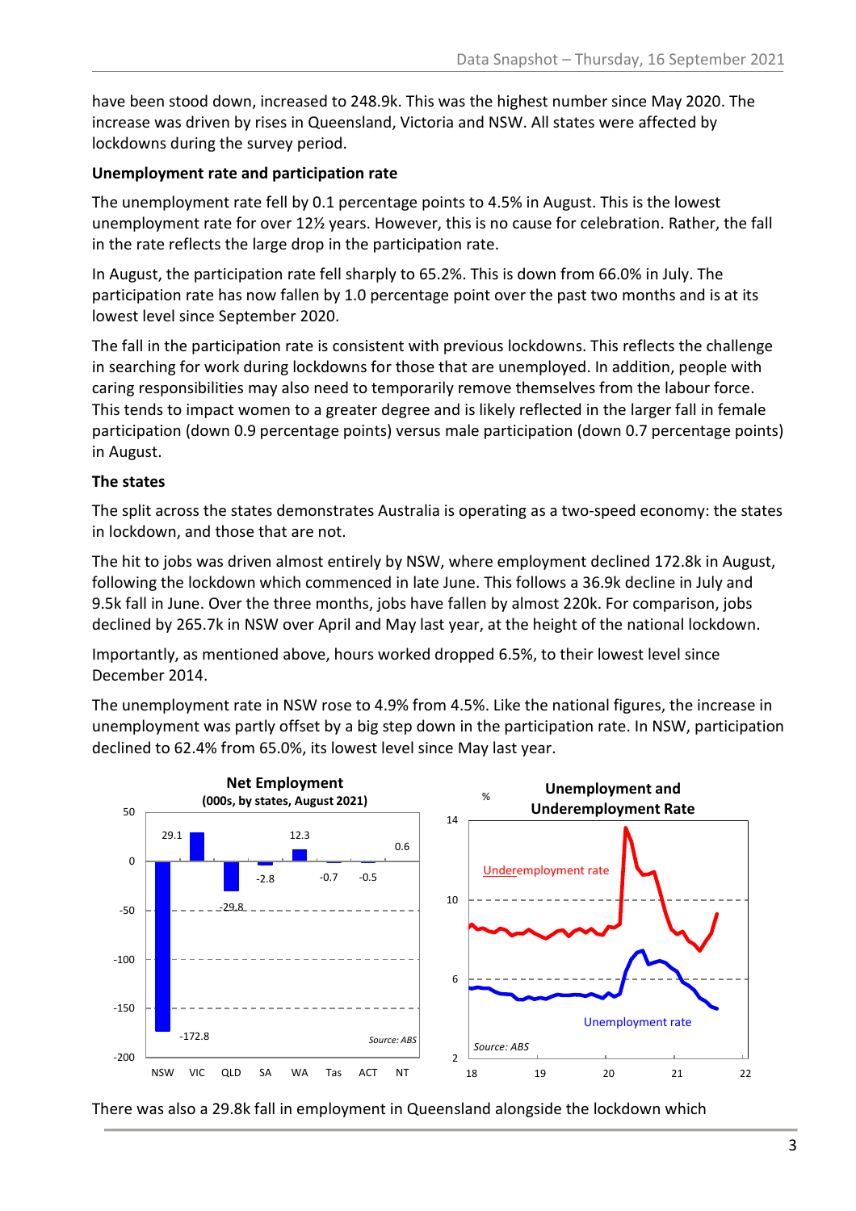have been stood down, increased to 248.9k. This was the highest number since May 2020. The increase was driven by rises in Queensland, Victoria and NSW. All states were affected by lockdowns during the survey period.

**Unemployment rate and participation rate**

The unemployment rate fell by 0.1 percentage points to 4.5% in August. This is the lowest unemployment rate for over 12½ years. However, this is no cause for celebration. Rather, the fall in the rate reflects the large drop in the participation rate.

In August, the participation rate fell sharply to 65.2%. This is down from 66.0% in July. The participation rate has now fallen by 1.0 percentage point over the past two months and is at its lowest level since September 2020.

The fall in the participation rate is consistent with previous lockdowns. This reflects the challenge in searching for work during lockdowns for those that are unemployed. In addition, people with caring responsibilities may also need to temporarily remove themselves from the labour force. This tends to impact women to a greater degree and is likely reflected in the larger fall in female participation (down 0.9 percentage points) versus male participation (down 0.7 percentage points) in August.

**The states**

The split across the states demonstrates Australia is operating as a two-speed economy: the states in lockdown, and those that are not.

The hit to jobs was driven almost entirely by NSW, where employment declined 172.8k in August, following the lockdown which commenced in late June. This follows a 36.9k decline in July and 9.5k fall in June. Over the three months, jobs have fallen by almost 220k. For comparison, jobs declined by 265.7k in NSW over April and May last year, at the height of the national lockdown.

Importantly, as mentioned above, hours worked dropped 6.5%, to their lowest level since December 2014.

The unemployment rate in NSW rose to 4.9% from 4.5%. Like the national figures, the increase in unemployment was partly offset by a big step down in the participation rate. In NSW, participation declined to 62.4% from 65.0%, its lowest level since May last year.

**Net Employment (000s, by states, August 2021)**

| NSW | VIC | QLD | SA | WA | Tas | ACT | NT |
|---|---|---|---|---|---|---|---|
| -172.8 | 29.1 | -29.8 | -2.8 | 12.3 | -0.7 | -0.5 | 0.6 |

Source: ABS

**Unemployment and Underemployment Rate**

Source: ABS

There was also a 29.8k fall in employment in Queensland alongside the lockdown which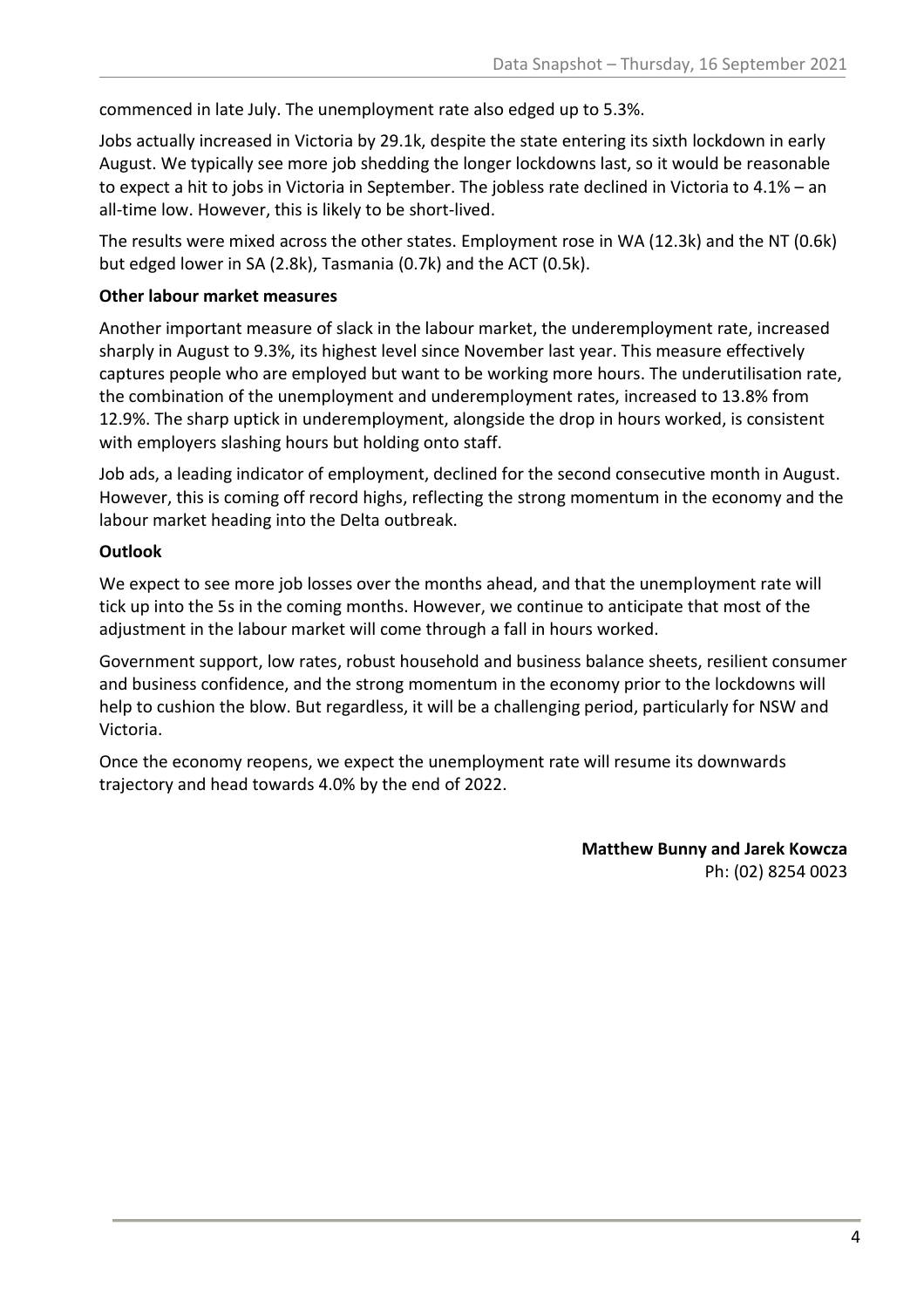commenced in late July. The unemployment rate also edged up to 5.3%.

Jobs actually increased in Victoria by 29.1k, despite the state entering its sixth lockdown in early August. We typically see more job shedding the longer lockdowns last, so it would be reasonable to expect a hit to jobs in Victoria in September. The jobless rate declined in Victoria to 4.1% – an all-time low. However, this is likely to be short-lived.

The results were mixed across the other states. Employment rose in WA (12.3k) and the NT (0.6k) but edged lower in SA (2.8k), Tasmania (0.7k) and the ACT (0.5k).

**Other labour market measures**

Another important measure of slack in the labour market, the underemployment rate, increased sharply in August to 9.3%, its highest level since November last year. This measure effectively captures people who are employed but want to be working more hours. The underutilisation rate, the combination of the unemployment and underemployment rates, increased to 13.8% from 12.9%. The sharp uptick in underemployment, alongside the drop in hours worked, is consistent with employers slashing hours but holding onto staff.

Job ads, a leading indicator of employment, declined for the second consecutive month in August. However, this is coming off record highs, reflecting the strong momentum in the economy and the labour market heading into the Delta outbreak.

**Outlook**

We expect to see more job losses over the months ahead, and that the unemployment rate will tick up into the 5s in the coming months. However, we continue to anticipate that most of the adjustment in the labour market will come through a fall in hours worked.

Government support, low rates, robust household and business balance sheets, resilient consumer and business confidence, and the strong momentum in the economy prior to the lockdowns will help to cushion the blow. But regardless, it will be a challenging period, particularly for NSW and Victoria.

Once the economy reopens, we expect the unemployment rate will resume its downwards trajectory and head towards 4.0% by the end of 2022.

**Matthew Bunny and Jarek Kowcza**
Ph: (02) 8254 0023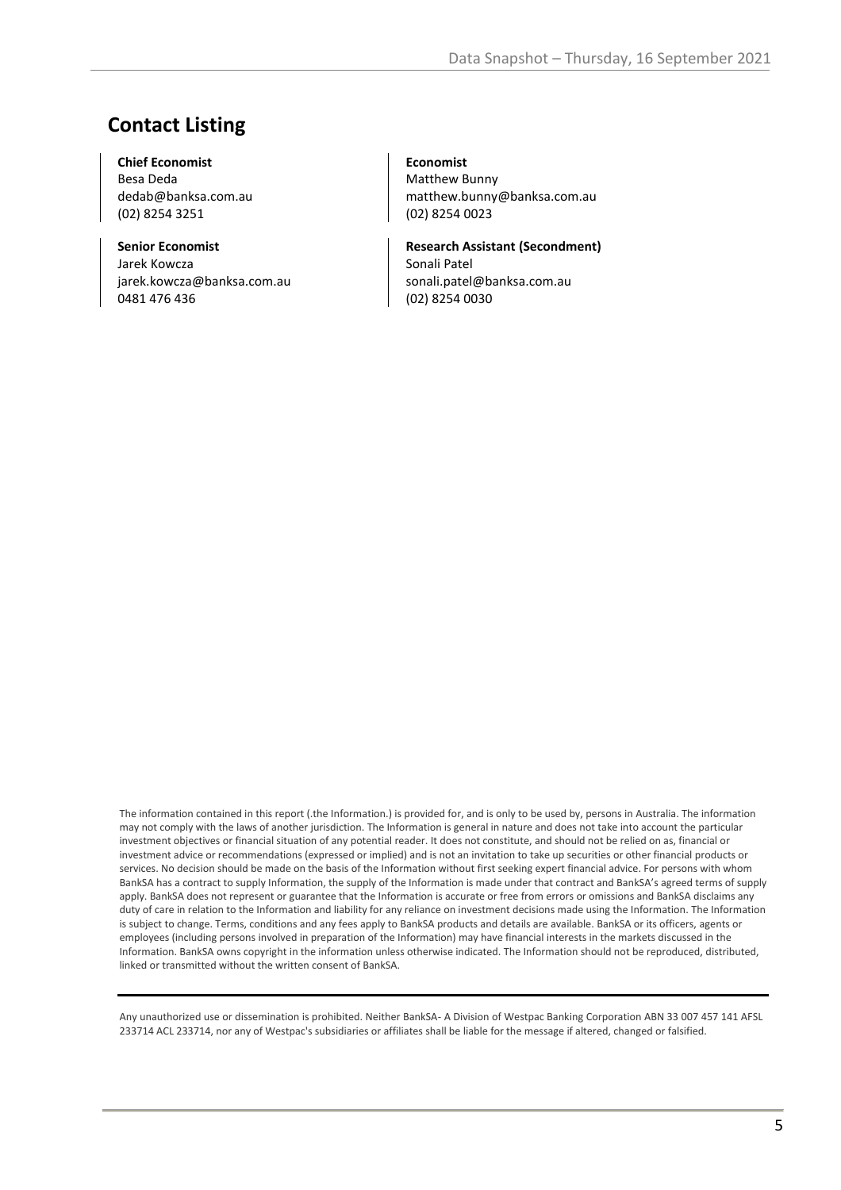## Contact Listing

**Chief Economist**
Besa Deda
dedab@banksa.com.au
(02) 8254 3251

**Senior Economist**
Jarek Kowcza
jarek.kowcza@banksa.com.au
0481 476 436

**Economist**
Matthew Bunny
matthew.bunny@banksa.com.au
(02) 8254 0023

**Research Assistant (Secondment)**
Sonali Patel
sonali.patel@banksa.com.au
(02) 8254 0030

The information contained in this report (.the Information.) is provided for, and is only to be used by, persons in Australia. The information may not comply with the laws of another jurisdiction. The Information is general in nature and does not take into account the particular investment objectives or financial situation of any potential reader. It does not constitute, and should not be relied on as, financial or investment advice or recommendations (expressed or implied) and is not an invitation to take up securities or other financial products or services. No decision should be made on the basis of the Information without first seeking expert financial advice. For persons with whom BankSA has a contract to supply Information, the supply of the Information is made under that contract and BankSA's agreed terms of supply apply. BankSA does not represent or guarantee that the Information is accurate or free from errors or omissions and BankSA disclaims any duty of care in relation to the Information and liability for any reliance on investment decisions made using the Information. The Information is subject to change. Terms, conditions and any fees apply to BankSA products and details are available. BankSA or its officers, agents or employees (including persons involved in preparation of the Information) may have financial interests in the markets discussed in the Information. BankSA owns copyright in the information unless otherwise indicated. The Information should not be reproduced, distributed, linked or transmitted without the written consent of BankSA.

Any unauthorized use or dissemination is prohibited. Neither BankSA- A Division of Westpac Banking Corporation ABN 33 007 457 141 AFSL 233714 ACL 233714, nor any of Westpac's subsidiaries or affiliates shall be liable for the message if altered, changed or falsified.